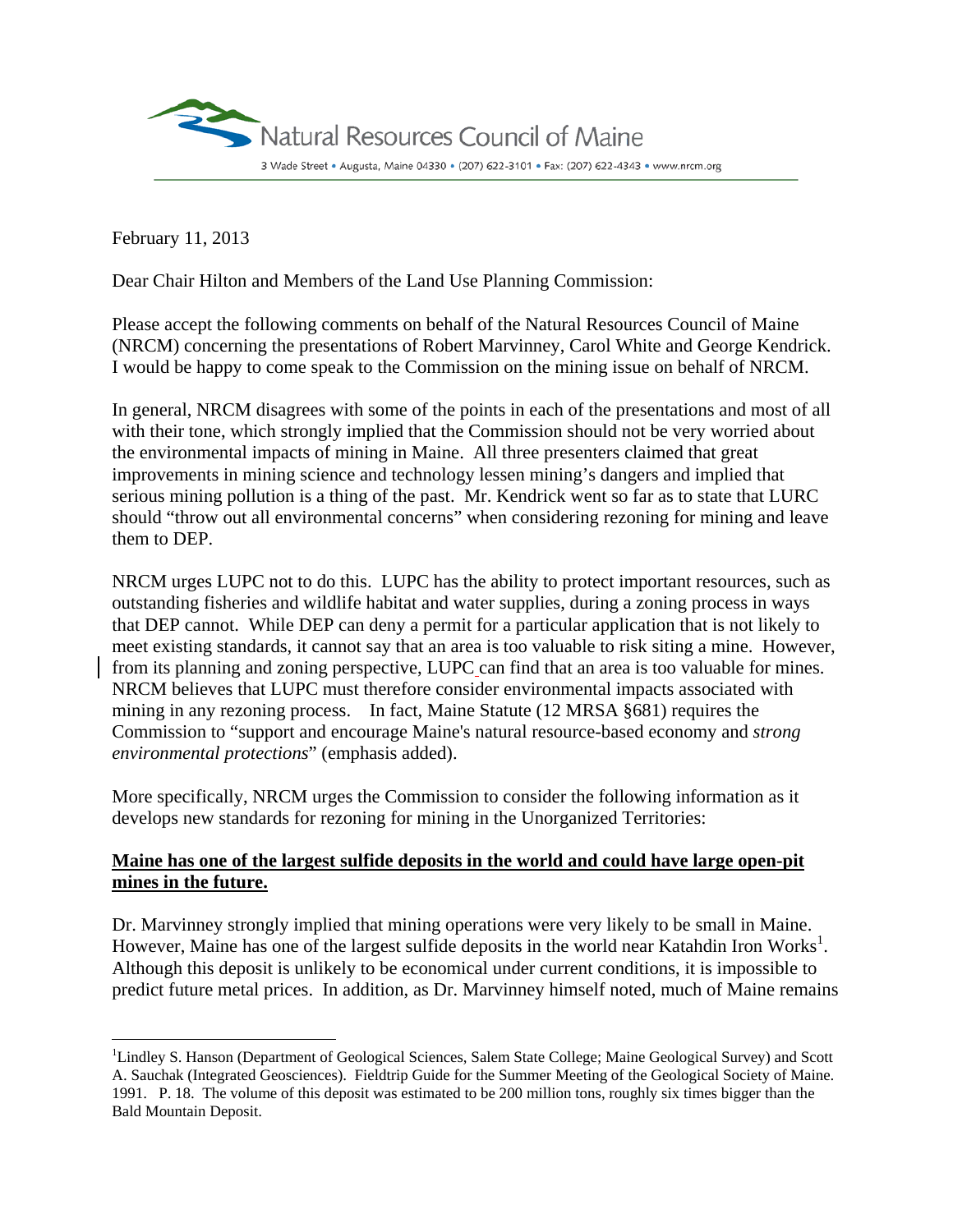Natural Resources Council of Maine

3 Wade Street • Augusta, Maine 04330 • (207) 622-3101 • Fax: (207) 622-4343 • www.nrcm.org

February 11, 2013

Dear Chair Hilton and Members of the Land Use Planning Commission:

Please accept the following comments on behalf of the Natural Resources Council of Maine (NRCM) concerning the presentations of Robert Marvinney, Carol White and George Kendrick. I would be happy to come speak to the Commission on the mining issue on behalf of NRCM.

In general, NRCM disagrees with some of the points in each of the presentations and most of all with their tone, which strongly implied that the Commission should not be very worried about the environmental impacts of mining in Maine. All three presenters claimed that great improvements in mining science and technology lessen mining's dangers and implied that serious mining pollution is a thing of the past. Mr. Kendrick went so far as to state that LURC should "throw out all environmental concerns" when considering rezoning for mining and leave them to DEP.

NRCM urges LUPC not to do this. LUPC has the ability to protect important resources, such as outstanding fisheries and wildlife habitat and water supplies, during a zoning process in ways that DEP cannot. While DEP can deny a permit for a particular application that is not likely to meet existing standards, it cannot say that an area is too valuable to risk siting a mine. However, from its planning and zoning perspective, LUPC can find that an area is too valuable for mines. NRCM believes that LUPC must therefore consider environmental impacts associated with mining in any rezoning process. In fact, Maine Statute (12 MRSA §681) requires the Commission to "support and encourage Maine's natural resource-based economy and *strong environmental protections*" (emphasis added).

More specifically, NRCM urges the Commission to consider the following information as it develops new standards for rezoning for mining in the Unorganized Territories:

**Maine has one of the largest sulfide deposits in the world and could have large open-pit mines in the future.**

Dr. Marvinney strongly implied that mining operations were very likely to be small in Maine. However, Maine has one of the largest sulfide deposits in the world near Katahdin Iron Works[1]. Although this deposit is unlikely to be economical under current conditions, it is impossible to predict future metal prices. In addition, as Dr. Marvinney himself noted, much of Maine remains

[1] Lindley S. Hanson (Department of Geological Sciences, Salem State College; Maine Geological Survey) and Scott A. Sauchak (Integrated Geosciences). Fieldtrip Guide for the Summer Meeting of the Geological Society of Maine. 1991. P. 18. The volume of this deposit was estimated to be 200 million tons, roughly six times bigger than the Bald Mountain Deposit.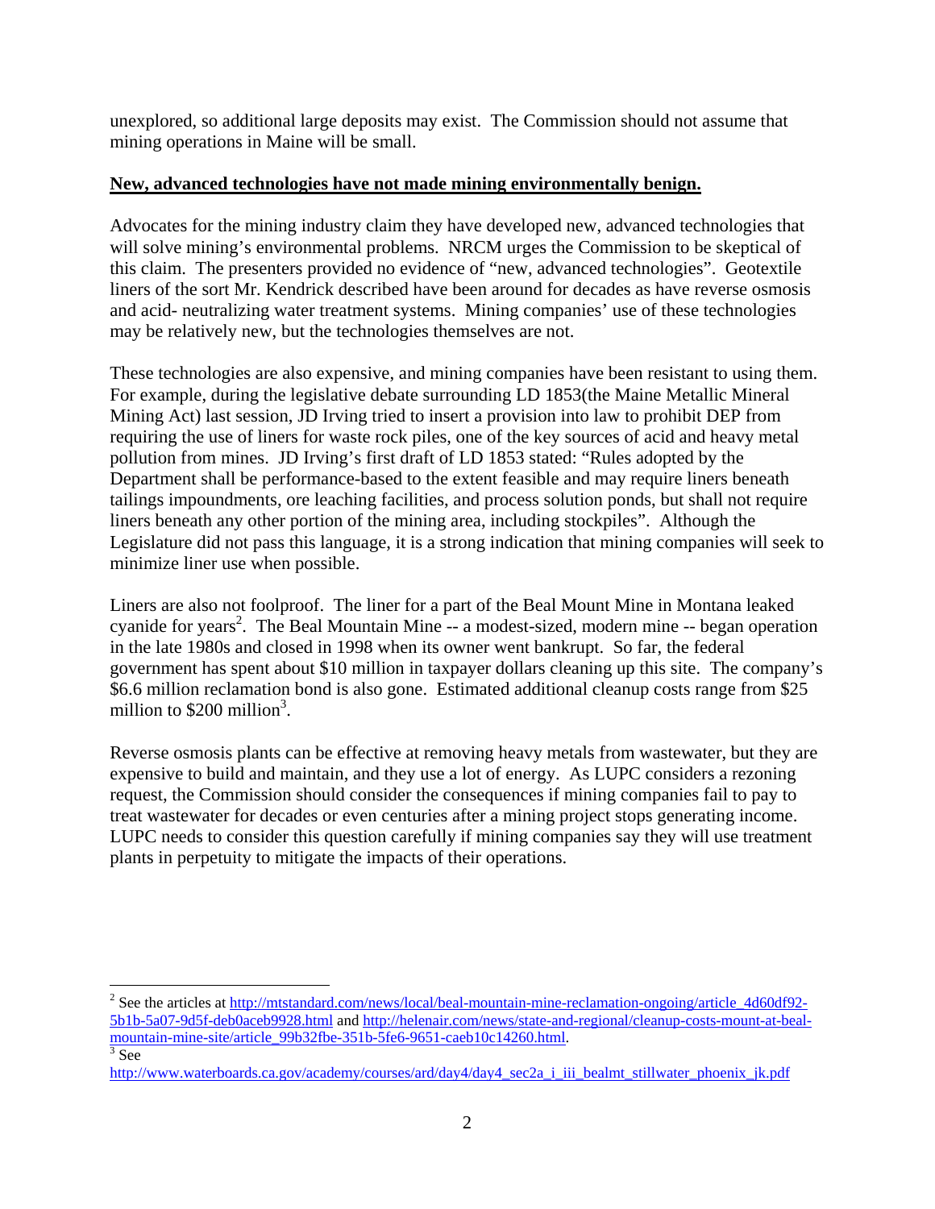unexplored, so additional large deposits may exist. The Commission should not assume that mining operations in Maine will be small.

**New, advanced technologies have not made mining environmentally benign.**

Advocates for the mining industry claim they have developed new, advanced technologies that will solve mining's environmental problems. NRCM urges the Commission to be skeptical of this claim. The presenters provided no evidence of "new, advanced technologies". Geotextile liners of the sort Mr. Kendrick described have been around for decades as have reverse osmosis and acid- neutralizing water treatment systems. Mining companies' use of these technologies may be relatively new, but the technologies themselves are not.

These technologies are also expensive, and mining companies have been resistant to using them. For example, during the legislative debate surrounding LD 1853(the Maine Metallic Mineral Mining Act) last session, JD Irving tried to insert a provision into law to prohibit DEP from requiring the use of liners for waste rock piles, one of the key sources of acid and heavy metal pollution from mines. JD Irving's first draft of LD 1853 stated: "Rules adopted by the Department shall be performance-based to the extent feasible and may require liners beneath tailings impoundments, ore leaching facilities, and process solution ponds, but shall not require liners beneath any other portion of the mining area, including stockpiles". Although the Legislature did not pass this language, it is a strong indication that mining companies will seek to minimize liner use when possible.

Liners are also not foolproof. The liner for a part of the Beal Mount Mine in Montana leaked cyanide for years[2]. The Beal Mountain Mine -- a modest-sized, modern mine -- began operation in the late 1980s and closed in 1998 when its owner went bankrupt. So far, the federal government has spent about $10 million in taxpayer dollars cleaning up this site. The company's $6.6 million reclamation bond is also gone. Estimated additional cleanup costs range from $25 million to $200 million[3].

Reverse osmosis plants can be effective at removing heavy metals from wastewater, but they are expensive to build and maintain, and they use a lot of energy. As LUPC considers a rezoning request, the Commission should consider the consequences if mining companies fail to pay to treat wastewater for decades or even centuries after a mining project stops generating income. LUPC needs to consider this question carefully if mining companies say they will use treatment plants in perpetuity to mitigate the impacts of their operations.

---

[2] See the articles at http://mtstandard.com/news/local/beal-mountain-mine-reclamation-ongoing/article_4d60df92-5b1b-5a07-9d5f-deb0aceb9928.html and http://helenair.com/news/state-and-regional/cleanup-costs-mount-at-beal-mountain-mine-site/article_99b32fbe-351b-5fe6-9651-caeb10c14260.html.

[3] See http://www.waterboards.ca.gov/academy/courses/ard/day4/day4_sec2a_i_iii_bealmt_stillwater_phoenix_jk.pdf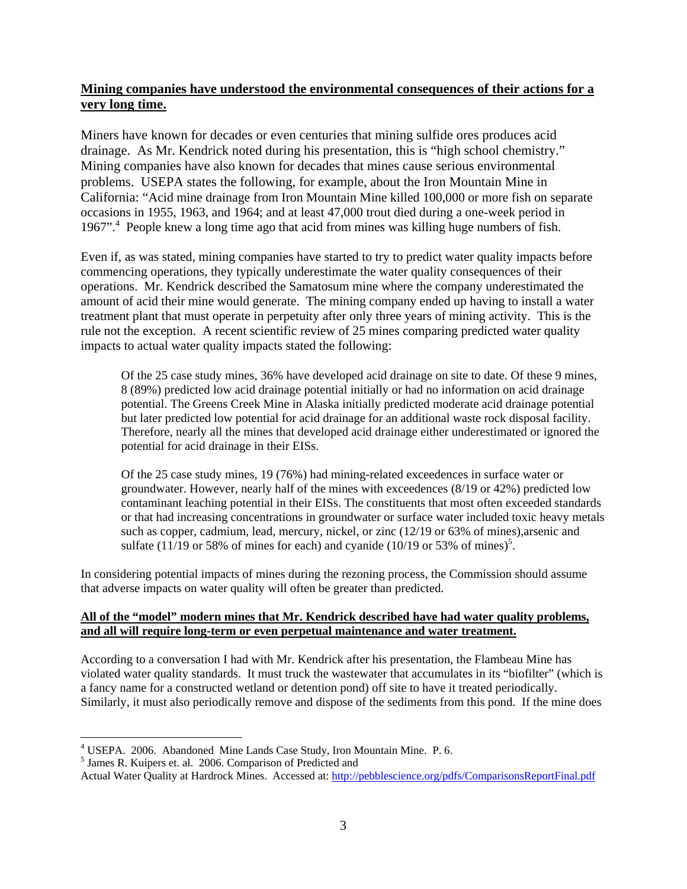**<u>Mining companies have understood the environmental consequences of their actions for a very long time.</u>**

Miners have known for decades or even centuries that mining sulfide ores produces acid drainage. As Mr. Kendrick noted during his presentation, this is "high school chemistry." Mining companies have also known for decades that mines cause serious environmental problems. USEPA states the following, for example, about the Iron Mountain Mine in California: "Acid mine drainage from Iron Mountain Mine killed 100,000 or more fish on separate occasions in 1955, 1963, and 1964; and at least 47,000 trout died during a one-week period in 1967".[4] People knew a long time ago that acid from mines was killing huge numbers of fish.

Even if, as was stated, mining companies have started to try to predict water quality impacts before commencing operations, they typically underestimate the water quality consequences of their operations. Mr. Kendrick described the Samatosum mine where the company underestimated the amount of acid their mine would generate. The mining company ended up having to install a water treatment plant that must operate in perpetuity after only three years of mining activity. This is the rule not the exception. A recent scientific review of 25 mines comparing predicted water quality impacts to actual water quality impacts stated the following:

> Of the 25 case study mines, 36% have developed acid drainage on site to date. Of these 9 mines, 8 (89%) predicted low acid drainage potential initially or had no information on acid drainage potential. The Greens Creek Mine in Alaska initially predicted moderate acid drainage potential but later predicted low potential for acid drainage for an additional waste rock disposal facility. Therefore, nearly all the mines that developed acid drainage either underestimated or ignored the potential for acid drainage in their EISs.
>
> Of the 25 case study mines, 19 (76%) had mining-related exceedences in surface water or groundwater. However, nearly half of the mines with exceedences (8/19 or 42%) predicted low contaminant leaching potential in their EISs. The constituents that most often exceeded standards or that had increasing concentrations in groundwater or surface water included toxic heavy metals such as copper, cadmium, lead, mercury, nickel, or zinc (12/19 or 63% of mines),arsenic and sulfate (11/19 or 58% of mines for each) and cyanide (10/19 or 53% of mines)[5].

In considering potential impacts of mines during the rezoning process, the Commission should assume that adverse impacts on water quality will often be greater than predicted.

**<u>All of the "model" modern mines that Mr. Kendrick described have had water quality problems, and all will require long-term or even perpetual maintenance and water treatment.</u>**

According to a conversation I had with Mr. Kendrick after his presentation, the Flambeau Mine has violated water quality standards. It must truck the wastewater that accumulates in its "biofilter" (which is a fancy name for a constructed wetland or detention pond) off site to have it treated periodically. Similarly, it must also periodically remove and dispose of the sediments from this pond. If the mine does

---

[4] USEPA. 2006. Abandoned Mine Lands Case Study, Iron Mountain Mine. P. 6.

[5] James R. Kuipers et. al. 2006. Comparison of Predicted and Actual Water Quality at Hardrock Mines. Accessed at: http://pebblescience.org/pdfs/ComparisonsReportFinal.pdf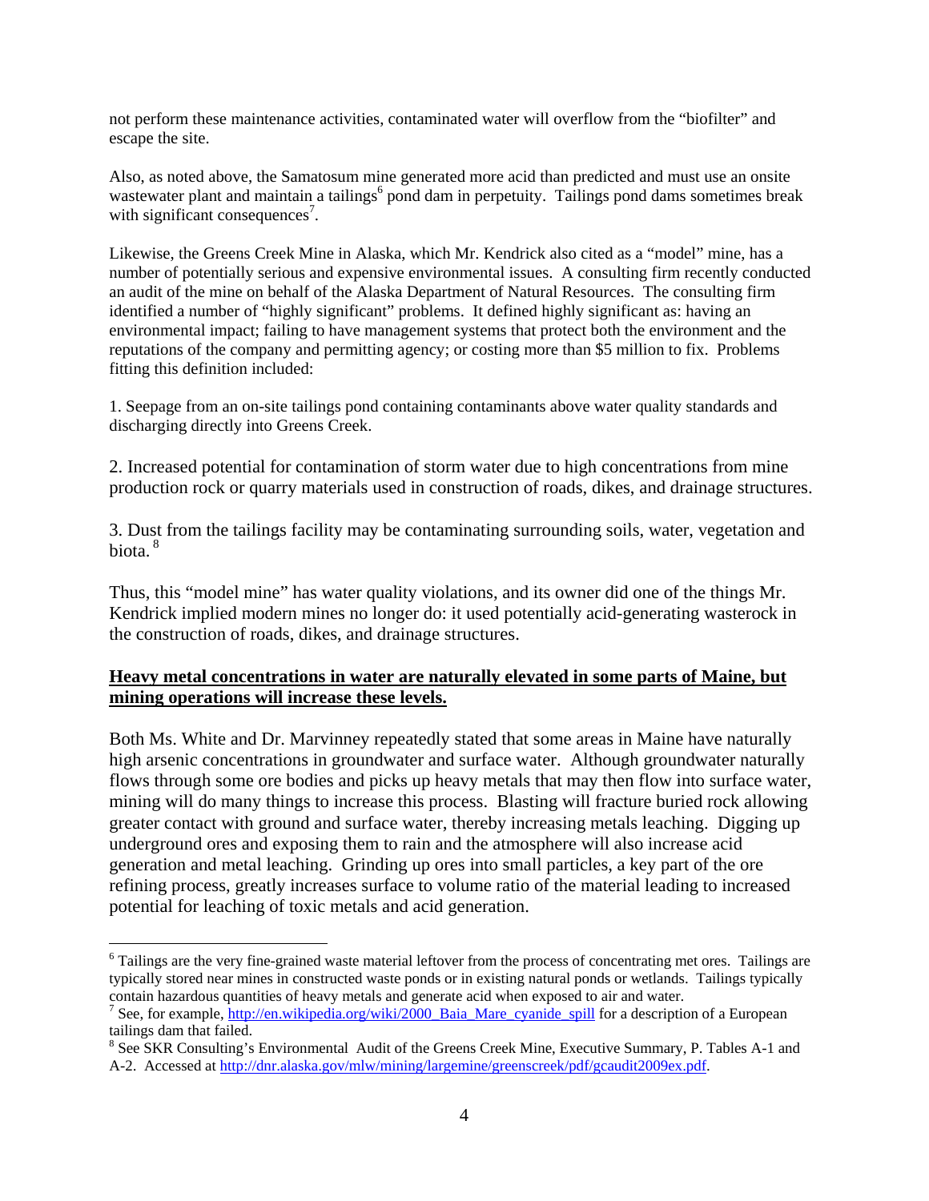not perform these maintenance activities, contaminated water will overflow from the "biofilter" and escape the site.

Also, as noted above, the Samatosum mine generated more acid than predicted and must use an onsite wastewater plant and maintain a tailings[6] pond dam in perpetuity. Tailings pond dams sometimes break with significant consequences[7].

Likewise, the Greens Creek Mine in Alaska, which Mr. Kendrick also cited as a "model" mine, has a number of potentially serious and expensive environmental issues. A consulting firm recently conducted an audit of the mine on behalf of the Alaska Department of Natural Resources. The consulting firm identified a number of "highly significant" problems. It defined highly significant as: having an environmental impact; failing to have management systems that protect both the environment and the reputations of the company and permitting agency; or costing more than $5 million to fix. Problems fitting this definition included:

1. Seepage from an on-site tailings pond containing contaminants above water quality standards and discharging directly into Greens Creek.

2. Increased potential for contamination of storm water due to high concentrations from mine production rock or quarry materials used in construction of roads, dikes, and drainage structures.

3. Dust from the tailings facility may be contaminating surrounding soils, water, vegetation and biota.[8]

Thus, this "model mine" has water quality violations, and its owner did one of the things Mr. Kendrick implied modern mines no longer do: it used potentially acid-generating wasterock in the construction of roads, dikes, and drainage structures.

**Heavy metal concentrations in water are naturally elevated in some parts of Maine, but mining operations will increase these levels.**

Both Ms. White and Dr. Marvinney repeatedly stated that some areas in Maine have naturally high arsenic concentrations in groundwater and surface water. Although groundwater naturally flows through some ore bodies and picks up heavy metals that may then flow into surface water, mining will do many things to increase this process. Blasting will fracture buried rock allowing greater contact with ground and surface water, thereby increasing metals leaching. Digging up underground ores and exposing them to rain and the atmosphere will also increase acid generation and metal leaching. Grinding up ores into small particles, a key part of the ore refining process, greatly increases surface to volume ratio of the material leading to increased potential for leaching of toxic metals and acid generation.

---

[6] Tailings are the very fine-grained waste material leftover from the process of concentrating met ores. Tailings are typically stored near mines in constructed waste ponds or in existing natural ponds or wetlands. Tailings typically contain hazardous quantities of heavy metals and generate acid when exposed to air and water.

[7] See, for example, http://en.wikipedia.org/wiki/2000_Baia_Mare_cyanide_spill for a description of a European tailings dam that failed.

[8] See SKR Consulting's Environmental Audit of the Greens Creek Mine, Executive Summary, P. Tables A-1 and A-2. Accessed at http://dnr.alaska.gov/mlw/mining/largemine/greenscreek/pdf/gcaudit2009ex.pdf.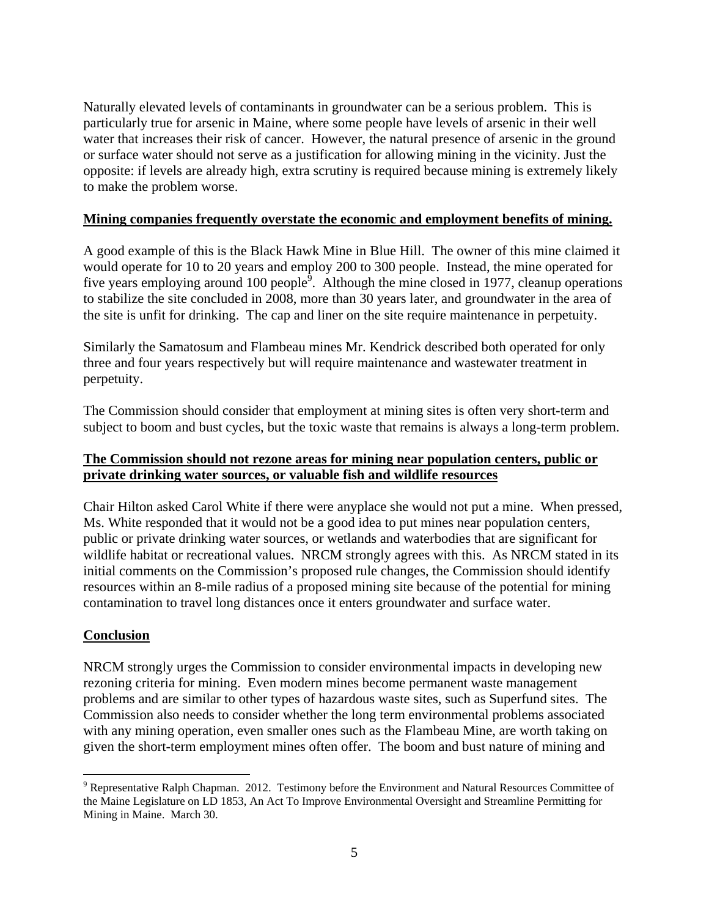Naturally elevated levels of contaminants in groundwater can be a serious problem. This is particularly true for arsenic in Maine, where some people have levels of arsenic in their well water that increases their risk of cancer. However, the natural presence of arsenic in the ground or surface water should not serve as a justification for allowing mining in the vicinity. Just the opposite: if levels are already high, extra scrutiny is required because mining is extremely likely to make the problem worse.

**Mining companies frequently overstate the economic and employment benefits of mining.**

A good example of this is the Black Hawk Mine in Blue Hill. The owner of this mine claimed it would operate for 10 to 20 years and employ 200 to 300 people. Instead, the mine operated for five years employing around 100 people[9]. Although the mine closed in 1977, cleanup operations to stabilize the site concluded in 2008, more than 30 years later, and groundwater in the area of the site is unfit for drinking. The cap and liner on the site require maintenance in perpetuity.

Similarly the Samatosum and Flambeau mines Mr. Kendrick described both operated for only three and four years respectively but will require maintenance and wastewater treatment in perpetuity.

The Commission should consider that employment at mining sites is often very short-term and subject to boom and bust cycles, but the toxic waste that remains is always a long-term problem.

**The Commission should not rezone areas for mining near population centers, public or private drinking water sources, or valuable fish and wildlife resources**

Chair Hilton asked Carol White if there were anyplace she would not put a mine. When pressed, Ms. White responded that it would not be a good idea to put mines near population centers, public or private drinking water sources, or wetlands and waterbodies that are significant for wildlife habitat or recreational values. NRCM strongly agrees with this. As NRCM stated in its initial comments on the Commission's proposed rule changes, the Commission should identify resources within an 8-mile radius of a proposed mining site because of the potential for mining contamination to travel long distances once it enters groundwater and surface water.

**Conclusion**

NRCM strongly urges the Commission to consider environmental impacts in developing new rezoning criteria for mining. Even modern mines become permanent waste management problems and are similar to other types of hazardous waste sites, such as Superfund sites. The Commission also needs to consider whether the long term environmental problems associated with any mining operation, even smaller ones such as the Flambeau Mine, are worth taking on given the short-term employment mines often offer. The boom and bust nature of mining and

---

[9] Representative Ralph Chapman. 2012. Testimony before the Environment and Natural Resources Committee of the Maine Legislature on LD 1853, An Act To Improve Environmental Oversight and Streamline Permitting for Mining in Maine. March 30.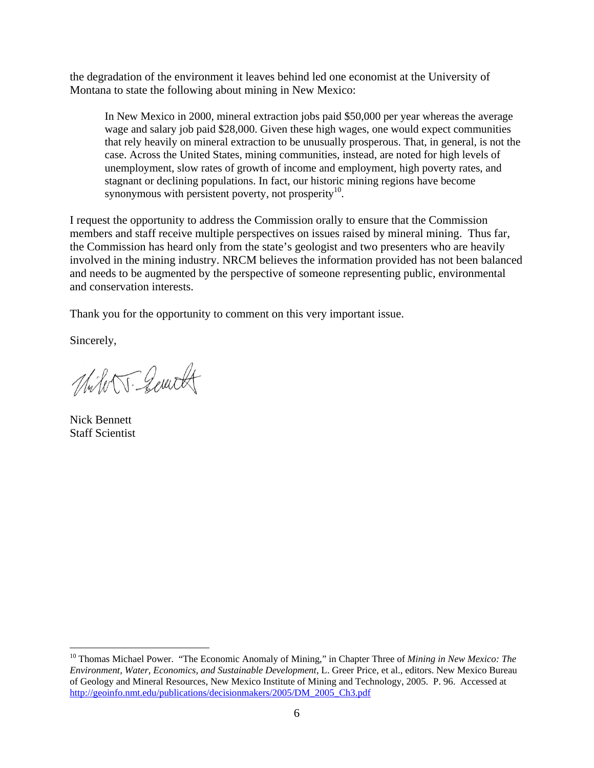the degradation of the environment it leaves behind led one economist at the University of Montana to state the following about mining in New Mexico:

> In New Mexico in 2000, mineral extraction jobs paid $50,000 per year whereas the average wage and salary job paid $28,000. Given these high wages, one would expect communities that rely heavily on mineral extraction to be unusually prosperous. That, in general, is not the case. Across the United States, mining communities, instead, are noted for high levels of unemployment, slow rates of growth of income and employment, high poverty rates, and stagnant or declining populations. In fact, our historic mining regions have become synonymous with persistent poverty, not prosperity[10].

I request the opportunity to address the Commission orally to ensure that the Commission members and staff receive multiple perspectives on issues raised by mineral mining. Thus far, the Commission has heard only from the state's geologist and two presenters who are heavily involved in the mining industry. NRCM believes the information provided has not been balanced and needs to be augmented by the perspective of someone representing public, environmental and conservation interests.

Thank you for the opportunity to comment on this very important issue.

Sincerely,

Nick Bennett
Staff Scientist

---

[10] Thomas Michael Power. "The Economic Anomaly of Mining," in Chapter Three of *Mining in New Mexico: The Environment, Water, Economics, and Sustainable Development*, L. Greer Price, et al., editors. New Mexico Bureau of Geology and Mineral Resources, New Mexico Institute of Mining and Technology, 2005. P. 96. Accessed at http://geoinfo.nmt.edu/publications/decisionmakers/2005/DM_2005_Ch3.pdf